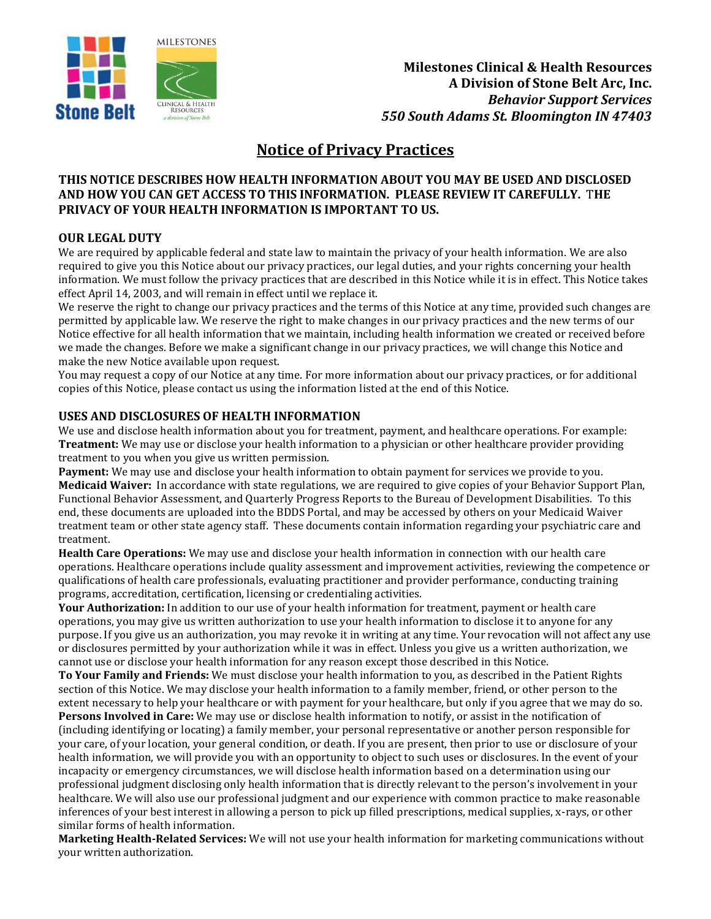**Milestones Clinical & Health Resources**
**A Division of Stone Belt Arc, Inc.**
***Behavior Support Services***
***550 South Adams St. Bloomington IN 47403***

# Notice of Privacy Practices

**THIS NOTICE DESCRIBES HOW HEALTH INFORMATION ABOUT YOU MAY BE USED AND DISCLOSED AND HOW YOU CAN GET ACCESS TO THIS INFORMATION. PLEASE REVIEW IT CAREFULLY.** THE **PRIVACY OF YOUR HEALTH INFORMATION IS IMPORTANT TO US.**

## OUR LEGAL DUTY

We are required by applicable federal and state law to maintain the privacy of your health information. We are also required to give you this Notice about our privacy practices, our legal duties, and your rights concerning your health information. We must follow the privacy practices that are described in this Notice while it is in effect. This Notice takes effect April 14, 2003, and will remain in effect until we replace it.

We reserve the right to change our privacy practices and the terms of this Notice at any time, provided such changes are permitted by applicable law. We reserve the right to make changes in our privacy practices and the new terms of our Notice effective for all health information that we maintain, including health information we created or received before we made the changes. Before we make a significant change in our privacy practices, we will change this Notice and make the new Notice available upon request.

You may request a copy of our Notice at any time. For more information about our privacy practices, or for additional copies of this Notice, please contact us using the information listed at the end of this Notice.

## USES AND DISCLOSURES OF HEALTH INFORMATION

We use and disclose health information about you for treatment, payment, and healthcare operations. For example:

**Treatment:** We may use or disclose your health information to a physician or other healthcare provider providing treatment to you when you give us written permission.

**Payment:** We may use and disclose your health information to obtain payment for services we provide to you.

**Medicaid Waiver:** In accordance with state regulations, we are required to give copies of your Behavior Support Plan, Functional Behavior Assessment, and Quarterly Progress Reports to the Bureau of Development Disabilities. To this end, these documents are uploaded into the BDDS Portal, and may be accessed by others on your Medicaid Waiver treatment team or other state agency staff. These documents contain information regarding your psychiatric care and treatment.

**Health Care Operations:** We may use and disclose your health information in connection with our health care operations. Healthcare operations include quality assessment and improvement activities, reviewing the competence or qualifications of health care professionals, evaluating practitioner and provider performance, conducting training programs, accreditation, certification, licensing or credentialing activities.

**Your Authorization:** In addition to our use of your health information for treatment, payment or health care operations, you may give us written authorization to use your health information to disclose it to anyone for any purpose. If you give us an authorization, you may revoke it in writing at any time. Your revocation will not affect any use or disclosures permitted by your authorization while it was in effect. Unless you give us a written authorization, we cannot use or disclose your health information for any reason except those described in this Notice.

**To Your Family and Friends:** We must disclose your health information to you, as described in the Patient Rights section of this Notice. We may disclose your health information to a family member, friend, or other person to the extent necessary to help your healthcare or with payment for your healthcare, but only if you agree that we may do so.

**Persons Involved in Care:** We may use or disclose health information to notify, or assist in the notification of (including identifying or locating) a family member, your personal representative or another person responsible for your care, of your location, your general condition, or death. If you are present, then prior to use or disclosure of your health information, we will provide you with an opportunity to object to such uses or disclosures. In the event of your incapacity or emergency circumstances, we will disclose health information based on a determination using our professional judgment disclosing only health information that is directly relevant to the person's involvement in your healthcare. We will also use our professional judgment and our experience with common practice to make reasonable inferences of your best interest in allowing a person to pick up filled prescriptions, medical supplies, x-rays, or other similar forms of health information.

**Marketing Health-Related Services:** We will not use your health information for marketing communications without your written authorization.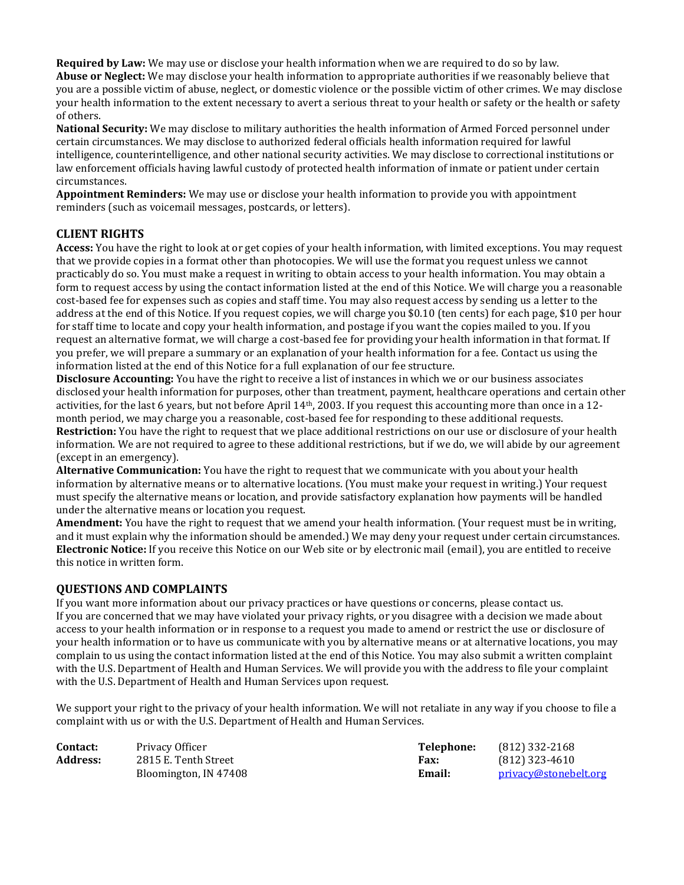**Required by Law:** We may use or disclose your health information when we are required to do so by law.

**Abuse or Neglect:** We may disclose your health information to appropriate authorities if we reasonably believe that you are a possible victim of abuse, neglect, or domestic violence or the possible victim of other crimes. We may disclose your health information to the extent necessary to avert a serious threat to your health or safety or the health or safety of others.

**National Security:** We may disclose to military authorities the health information of Armed Forced personnel under certain circumstances. We may disclose to authorized federal officials health information required for lawful intelligence, counterintelligence, and other national security activities. We may disclose to correctional institutions or law enforcement officials having lawful custody of protected health information of inmate or patient under certain circumstances.

**Appointment Reminders:** We may use or disclose your health information to provide you with appointment reminders (such as voicemail messages, postcards, or letters).

## CLIENT RIGHTS

**Access:** You have the right to look at or get copies of your health information, with limited exceptions. You may request that we provide copies in a format other than photocopies. We will use the format you request unless we cannot practicably do so. You must make a request in writing to obtain access to your health information. You may obtain a form to request access by using the contact information listed at the end of this Notice. We will charge you a reasonable cost-based fee for expenses such as copies and staff time. You may also request access by sending us a letter to the address at the end of this Notice. If you request copies, we will charge you $0.10 (ten cents) for each page, $10 per hour for staff time to locate and copy your health information, and postage if you want the copies mailed to you. If you request an alternative format, we will charge a cost-based fee for providing your health information in that format. If you prefer, we will prepare a summary or an explanation of your health information for a fee. Contact us using the information listed at the end of this Notice for a full explanation of our fee structure.

**Disclosure Accounting:** You have the right to receive a list of instances in which we or our business associates disclosed your health information for purposes, other than treatment, payment, healthcare operations and certain other activities, for the last 6 years, but not before April 14th, 2003. If you request this accounting more than once in a 12-month period, we may charge you a reasonable, cost-based fee for responding to these additional requests.

**Restriction:** You have the right to request that we place additional restrictions on our use or disclosure of your health information. We are not required to agree to these additional restrictions, but if we do, we will abide by our agreement (except in an emergency).

**Alternative Communication:** You have the right to request that we communicate with you about your health information by alternative means or to alternative locations. (You must make your request in writing.) Your request must specify the alternative means or location, and provide satisfactory explanation how payments will be handled under the alternative means or location you request.

**Amendment:** You have the right to request that we amend your health information. (Your request must be in writing, and it must explain why the information should be amended.) We may deny your request under certain circumstances.

**Electronic Notice:** If you receive this Notice on our Web site or by electronic mail (email), you are entitled to receive this notice in written form.

## QUESTIONS AND COMPLAINTS

If you want more information about our privacy practices or have questions or concerns, please contact us.
If you are concerned that we may have violated your privacy rights, or you disagree with a decision we made about access to your health information or in response to a request you made to amend or restrict the use or disclosure of your health information or to have us communicate with you by alternative means or at alternative locations, you may complain to us using the contact information listed at the end of this Notice. You may also submit a written complaint with the U.S. Department of Health and Human Services. We will provide you with the address to file your complaint with the U.S. Department of Health and Human Services upon request.

We support your right to the privacy of your health information. We will not retaliate in any way if you choose to file a complaint with us or with the U.S. Department of Health and Human Services.

| | | | |
|---|---|---|---|
| **Contact:** | Privacy Officer | **Telephone:** | (812) 332-2168 |
| **Address:** | 2815 E. Tenth Street | **Fax:** | (812) 323-4610 |
| | Bloomington, IN 47408 | **Email:** | privacy@stonebelt.org |